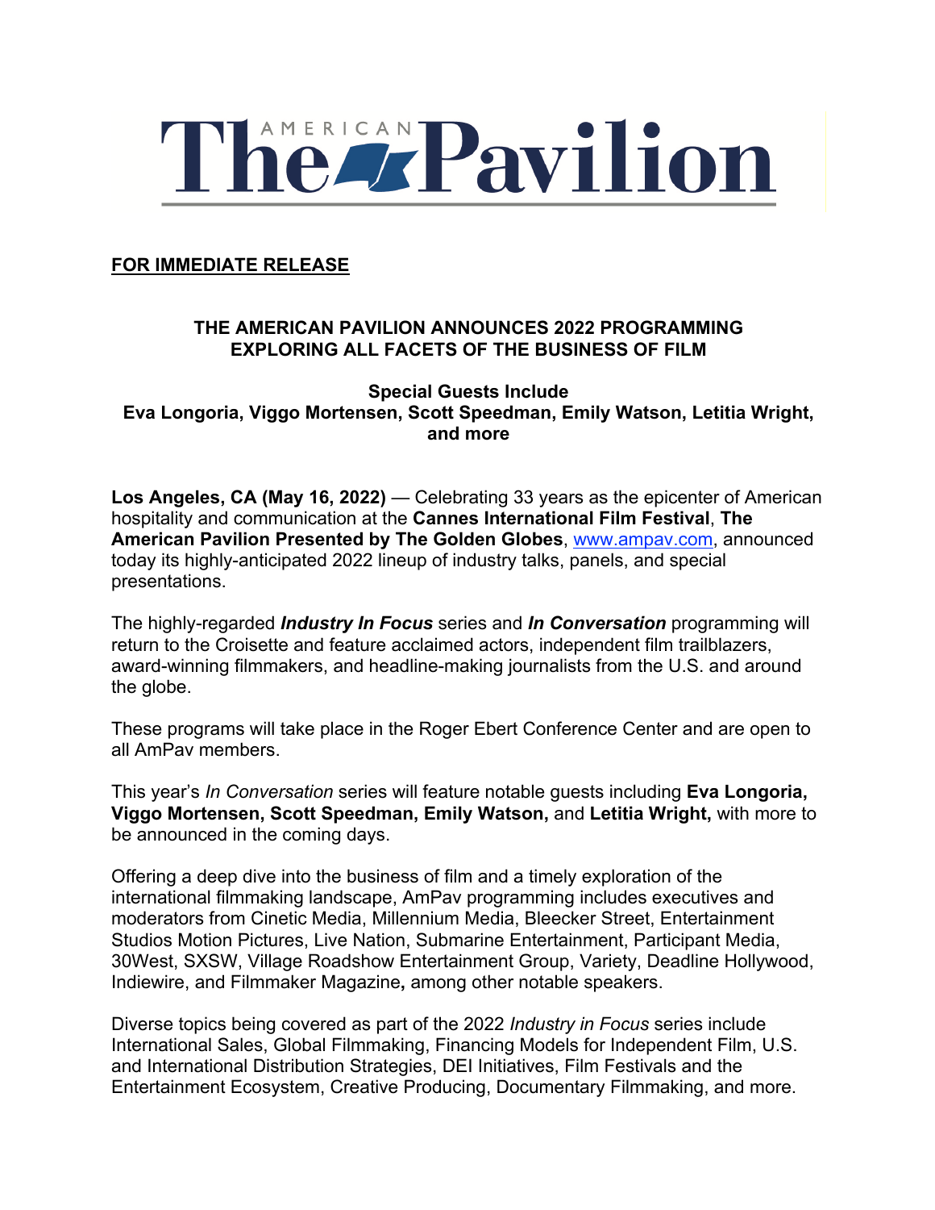# The AMERICAN Pavilion

**FOR IMMEDIATE RELEASE**

## THE AMERICAN PAVILION ANNOUNCES 2022 PROGRAMMING EXPLORING ALL FACETS OF THE BUSINESS OF FILM

### Special Guests Include
### Eva Longoria, Viggo Mortensen, Scott Speedman, Emily Watson, Letitia Wright, and more

**Los Angeles, CA (May 16, 2022)** — Celebrating 33 years as the epicenter of American hospitality and communication at the **Cannes International Film Festival**, **The American Pavilion Presented by The Golden Globes**, www.ampav.com, announced today its highly-anticipated 2022 lineup of industry talks, panels, and special presentations.

The highly-regarded ***Industry In Focus*** series and ***In Conversation*** programming will return to the Croisette and feature acclaimed actors, independent film trailblazers, award-winning filmmakers, and headline-making journalists from the U.S. and around the globe.

These programs will take place in the Roger Ebert Conference Center and are open to all AmPav members.

This year's *In Conversation* series will feature notable guests including **Eva Longoria, Viggo Mortensen, Scott Speedman, Emily Watson,** and **Letitia Wright,** with more to be announced in the coming days.

Offering a deep dive into the business of film and a timely exploration of the international filmmaking landscape, AmPav programming includes executives and moderators from Cinetic Media, Millennium Media, Bleecker Street, Entertainment Studios Motion Pictures, Live Nation, Submarine Entertainment, Participant Media, 30West, SXSW, Village Roadshow Entertainment Group, Variety, Deadline Hollywood, Indiewire, and Filmmaker Magazine**,** among other notable speakers.

Diverse topics being covered as part of the 2022 *Industry in Focus* series include International Sales, Global Filmmaking, Financing Models for Independent Film, U.S. and International Distribution Strategies, DEI Initiatives, Film Festivals and the Entertainment Ecosystem, Creative Producing, Documentary Filmmaking, and more.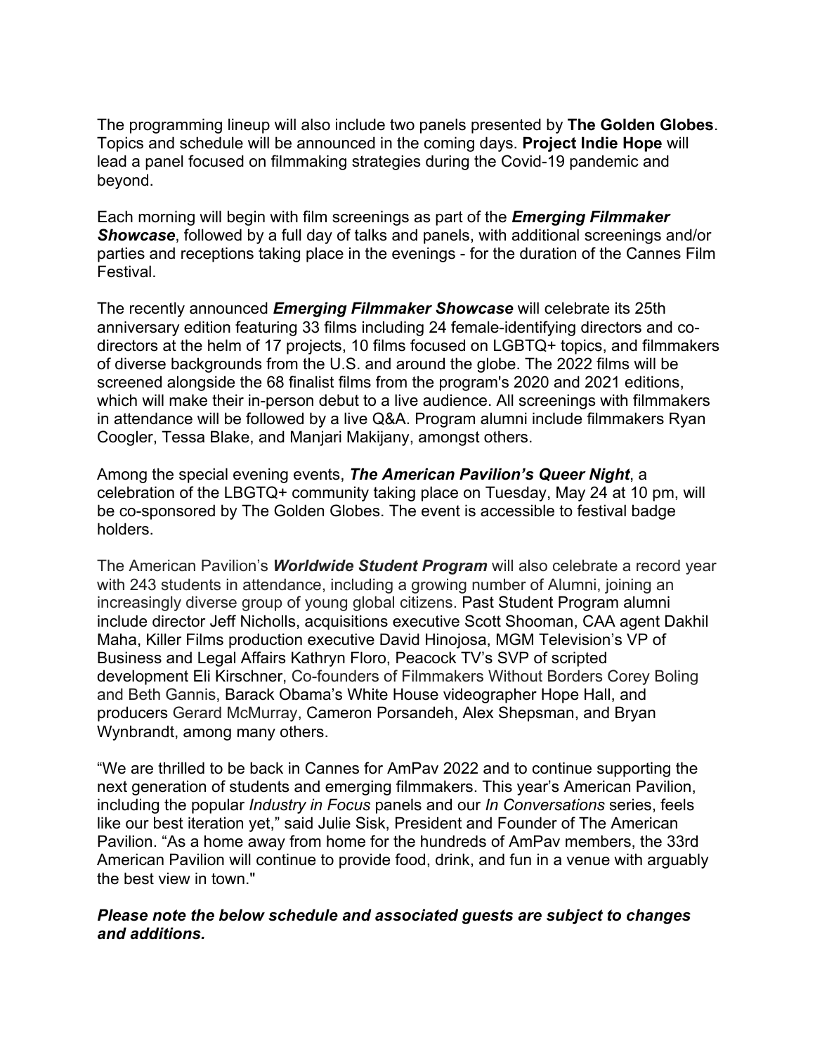The programming lineup will also include two panels presented by **The Golden Globes**. Topics and schedule will be announced in the coming days. **Project Indie Hope** will lead a panel focused on filmmaking strategies during the Covid-19 pandemic and beyond.

Each morning will begin with film screenings as part of the ***Emerging Filmmaker Showcase***, followed by a full day of talks and panels, with additional screenings and/or parties and receptions taking place in the evenings - for the duration of the Cannes Film Festival.

The recently announced ***Emerging Filmmaker Showcase*** will celebrate its 25th anniversary edition featuring 33 films including 24 female-identifying directors and co-directors at the helm of 17 projects, 10 films focused on LGBTQ+ topics, and filmmakers of diverse backgrounds from the U.S. and around the globe. The 2022 films will be screened alongside the 68 finalist films from the program's 2020 and 2021 editions, which will make their in-person debut to a live audience. All screenings with filmmakers in attendance will be followed by a live Q&A. Program alumni include filmmakers Ryan Coogler, Tessa Blake, and Manjari Makijany, amongst others.

Among the special evening events, ***The American Pavilion's Queer Night***, a celebration of the LBGTQ+ community taking place on Tuesday, May 24 at 10 pm, will be co-sponsored by The Golden Globes. The event is accessible to festival badge holders.

The American Pavilion's ***Worldwide Student Program*** will also celebrate a record year with 243 students in attendance, including a growing number of Alumni, joining an increasingly diverse group of young global citizens. Past Student Program alumni include director Jeff Nicholls, acquisitions executive Scott Shooman, CAA agent Dakhil Maha, Killer Films production executive David Hinojosa, MGM Television's VP of Business and Legal Affairs Kathryn Floro, Peacock TV's SVP of scripted development Eli Kirschner, Co-founders of Filmmakers Without Borders Corey Boling and Beth Gannis, Barack Obama's White House videographer Hope Hall, and producers Gerard McMurray, Cameron Porsandeh, Alex Shepsman, and Bryan Wynbrandt, among many others.

"We are thrilled to be back in Cannes for AmPav 2022 and to continue supporting the next generation of students and emerging filmmakers. This year's American Pavilion, including the popular *Industry in Focus* panels and our *In Conversations* series, feels like our best iteration yet," said Julie Sisk, President and Founder of The American Pavilion. "As a home away from home for the hundreds of AmPav members, the 33rd American Pavilion will continue to provide food, drink, and fun in a venue with arguably the best view in town."

***Please note the below schedule and associated guests are subject to changes and additions.***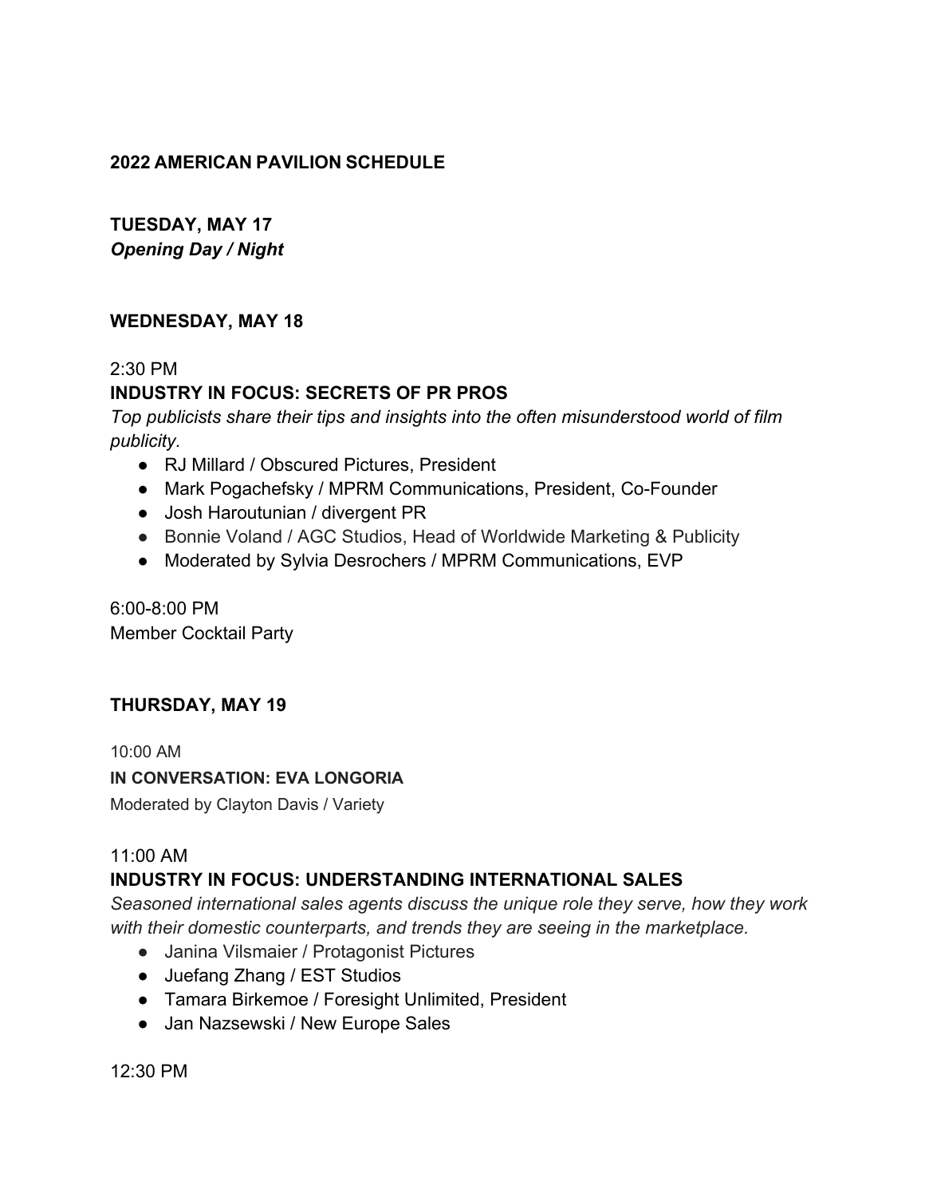**2022 AMERICAN PAVILION SCHEDULE**

**TUESDAY, MAY 17**
***Opening Day / Night***

**WEDNESDAY, MAY 18**

2:30 PM
**INDUSTRY IN FOCUS: SECRETS OF PR PROS**
*Top publicists share their tips and insights into the often misunderstood world of film publicity.*

- RJ Millard / Obscured Pictures, President
- Mark Pogachefsky / MPRM Communications, President, Co-Founder
- Josh Haroutunian / divergent PR
- Bonnie Voland / AGC Studios, Head of Worldwide Marketing & Publicity
- Moderated by Sylvia Desrochers / MPRM Communications, EVP

6:00-8:00 PM
Member Cocktail Party

**THURSDAY, MAY 19**

10:00 AM
**IN CONVERSATION: EVA LONGORIA**
Moderated by Clayton Davis / Variety

11:00 AM
**INDUSTRY IN FOCUS: UNDERSTANDING INTERNATIONAL SALES**
*Seasoned international sales agents discuss the unique role they serve, how they work with their domestic counterparts, and trends they are seeing in the marketplace.*

- Janina Vilsmaier / Protagonist Pictures
- Juefang Zhang / EST Studios
- Tamara Birkemoe / Foresight Unlimited, President
- Jan Nazsewski / New Europe Sales

12:30 PM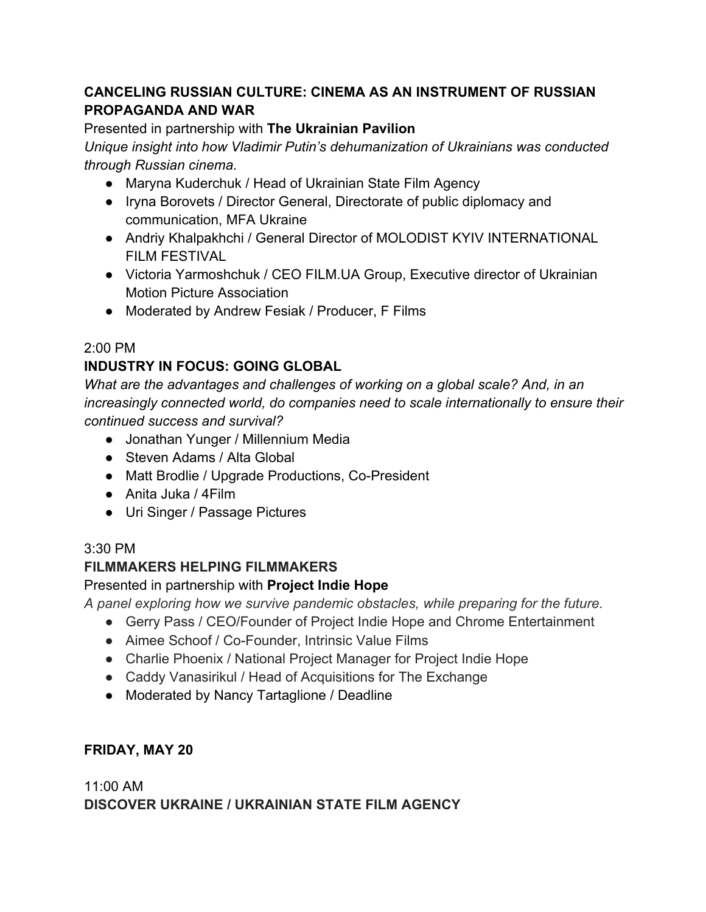**CANCELING RUSSIAN CULTURE: CINEMA AS AN INSTRUMENT OF RUSSIAN PROPAGANDA AND WAR**

Presented in partnership with **The Ukrainian Pavilion**

*Unique insight into how Vladimir Putin's dehumanization of Ukrainians was conducted through Russian cinema.*

- Maryna Kuderchuk / Head of Ukrainian State Film Agency
- Iryna Borovets / Director General, Directorate of public diplomacy and communication, MFA Ukraine
- Andriy Khalpakhchi / General Director of MOLODIST KYIV INTERNATIONAL FILM FESTIVAL
- Victoria Yarmoshchuk / CEO FILM.UA Group, Executive director of Ukrainian Motion Picture Association
- Moderated by Andrew Fesiak / Producer, F Films

2:00 PM

**INDUSTRY IN FOCUS: GOING GLOBAL**

*What are the advantages and challenges of working on a global scale? And, in an increasingly connected world, do companies need to scale internationally to ensure their continued success and survival?*

- Jonathan Yunger / Millennium Media
- Steven Adams / Alta Global
- Matt Brodlie / Upgrade Productions, Co-President
- Anita Juka / 4Film
- Uri Singer / Passage Pictures

3:30 PM

**FILMMAKERS HELPING FILMMAKERS**

Presented in partnership with **Project Indie Hope**

*A panel exploring how we survive pandemic obstacles, while preparing for the future.*

- Gerry Pass / CEO/Founder of Project Indie Hope and Chrome Entertainment
- Aimee Schoof / Co-Founder, Intrinsic Value Films
- Charlie Phoenix / National Project Manager for Project Indie Hope
- Caddy Vanasirikul / Head of Acquisitions for The Exchange
- Moderated by Nancy Tartaglione / Deadline

**FRIDAY, MAY 20**

11:00 AM

**DISCOVER UKRAINE / UKRAINIAN STATE FILM AGENCY**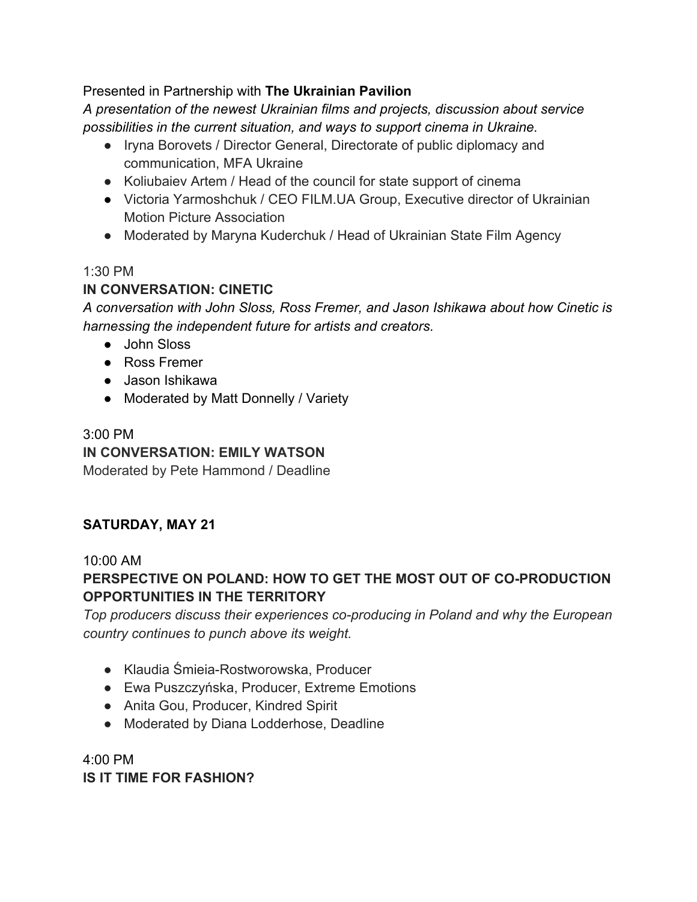Presented in Partnership with **The Ukrainian Pavilion**

*A presentation of the newest Ukrainian films and projects, discussion about service possibilities in the current situation, and ways to support cinema in Ukraine.*

- Iryna Borovets / Director General, Directorate of public diplomacy and communication, MFA Ukraine
- Koliubaiev Artem / Head of the council for state support of cinema
- Victoria Yarmoshchuk / CEO FILM.UA Group, Executive director of Ukrainian Motion Picture Association
- Moderated by Maryna Kuderchuk / Head of Ukrainian State Film Agency

1:30 PM

**IN CONVERSATION: CINETIC**

*A conversation with John Sloss, Ross Fremer, and Jason Ishikawa about how Cinetic is harnessing the independent future for artists and creators.*

- John Sloss
- Ross Fremer
- Jason Ishikawa
- Moderated by Matt Donnelly / Variety

3:00 PM

**IN CONVERSATION: EMILY WATSON**

Moderated by Pete Hammond / Deadline

**SATURDAY, MAY 21**

10:00 AM

**PERSPECTIVE ON POLAND: HOW TO GET THE MOST OUT OF CO-PRODUCTION OPPORTUNITIES IN THE TERRITORY**

*Top producers discuss their experiences co-producing in Poland and why the European country continues to punch above its weight.*

- Klaudia Śmieia-Rostworowska, Producer
- Ewa Puszczyńska, Producer, Extreme Emotions
- Anita Gou, Producer, Kindred Spirit
- Moderated by Diana Lodderhose, Deadline

4:00 PM

**IS IT TIME FOR FASHION?**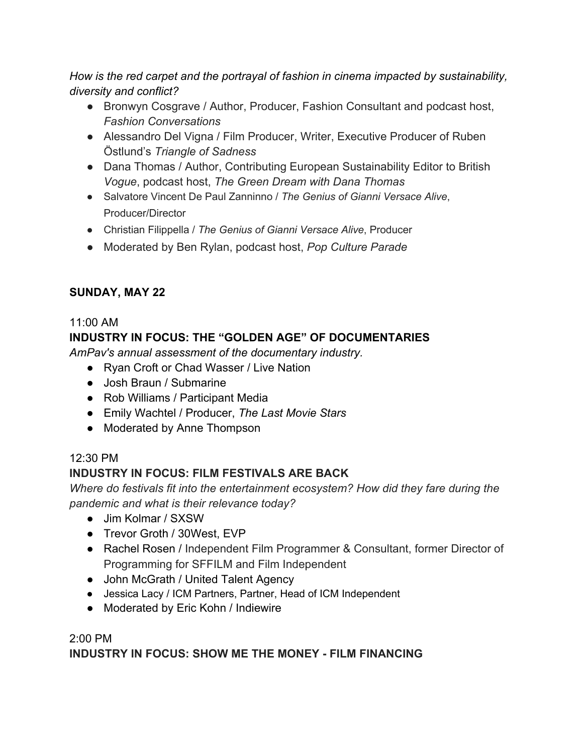*How is the red carpet and the portrayal of fashion in cinema impacted by sustainability, diversity and conflict?*

- Bronwyn Cosgrave / Author, Producer, Fashion Consultant and podcast host, *Fashion Conversations*
- Alessandro Del Vigna / Film Producer, Writer, Executive Producer of Ruben Östlund's *Triangle of Sadness*
- Dana Thomas / Author, Contributing European Sustainability Editor to British *Vogue*, podcast host, *The Green Dream with Dana Thomas*
- Salvatore Vincent De Paul Zanninno / *The Genius of Gianni Versace Alive*, Producer/Director
- Christian Filippella / *The Genius of Gianni Versace Alive*, Producer
- Moderated by Ben Rylan, podcast host, *Pop Culture Parade*

**SUNDAY, MAY 22**

11:00 AM

**INDUSTRY IN FOCUS: THE "GOLDEN AGE" OF DOCUMENTARIES**

*AmPav's annual assessment of the documentary industry.*

- Ryan Croft or Chad Wasser / Live Nation
- Josh Braun / Submarine
- Rob Williams / Participant Media
- Emily Wachtel / Producer, *The Last Movie Stars*
- Moderated by Anne Thompson

12:30 PM

**INDUSTRY IN FOCUS: FILM FESTIVALS ARE BACK**

*Where do festivals fit into the entertainment ecosystem? How did they fare during the pandemic and what is their relevance today?*

- Jim Kolmar / SXSW
- Trevor Groth / 30West, EVP
- Rachel Rosen / Independent Film Programmer & Consultant, former Director of Programming for SFFILM and Film Independent
- John McGrath / United Talent Agency
- Jessica Lacy / ICM Partners, Partner, Head of ICM Independent
- Moderated by Eric Kohn / Indiewire

2:00 PM

**INDUSTRY IN FOCUS: SHOW ME THE MONEY - FILM FINANCING**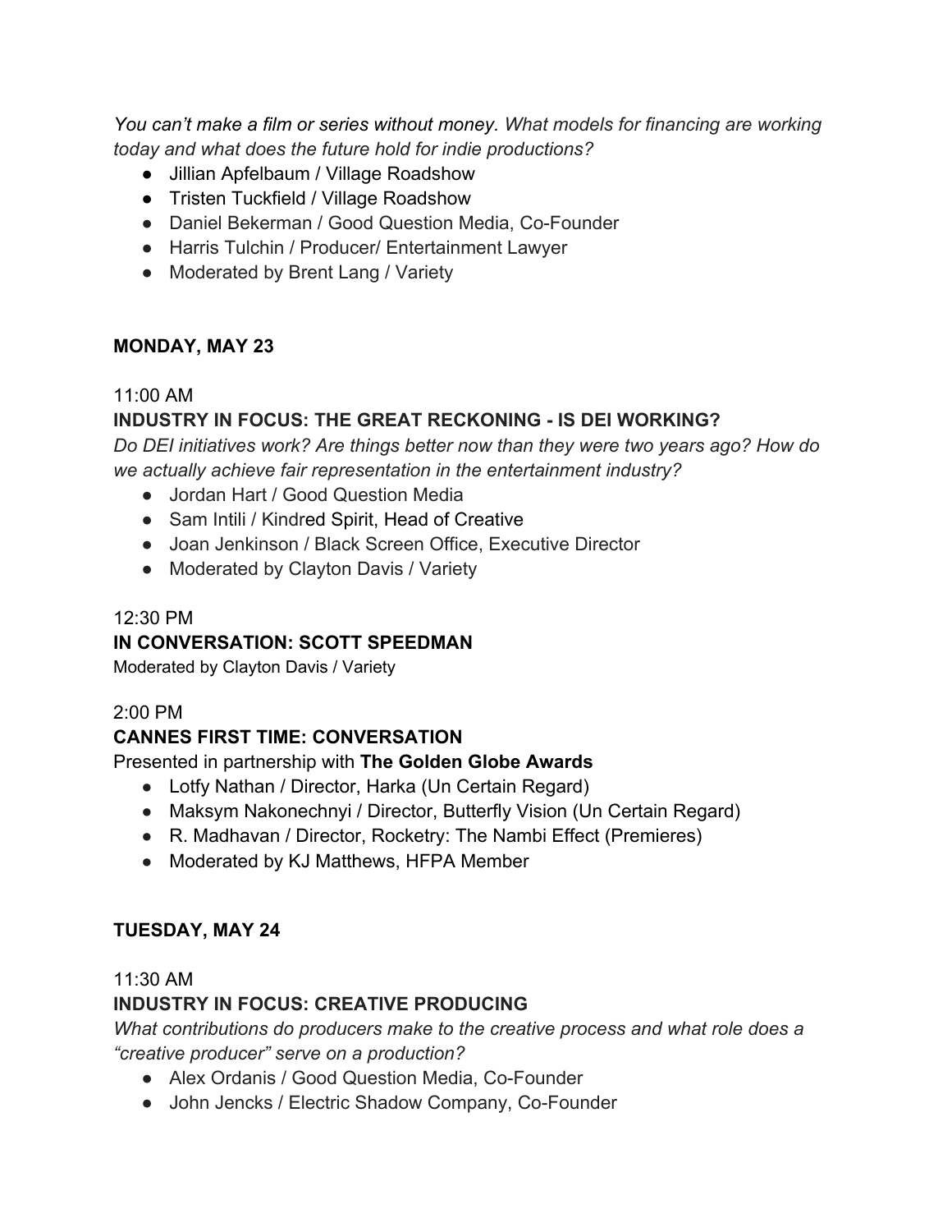*You can't make a film or series without money. What models for financing are working today and what does the future hold for indie productions?*

- Jillian Apfelbaum / Village Roadshow
- Tristen Tuckfield / Village Roadshow
- Daniel Bekerman / Good Question Media, Co-Founder
- Harris Tulchin / Producer/ Entertainment Lawyer
- Moderated by Brent Lang / Variety

**MONDAY, MAY 23**

11:00 AM

**INDUSTRY IN FOCUS: THE GREAT RECKONING - IS DEI WORKING?**

*Do DEI initiatives work? Are things better now than they were two years ago? How do we actually achieve fair representation in the entertainment industry?*

- Jordan Hart / Good Question Media
- Sam Intili / Kindred Spirit, Head of Creative
- Joan Jenkinson / Black Screen Office, Executive Director
- Moderated by Clayton Davis / Variety

12:30 PM

**IN CONVERSATION: SCOTT SPEEDMAN**

Moderated by Clayton Davis / Variety

2:00 PM

**CANNES FIRST TIME: CONVERSATION**

Presented in partnership with **The Golden Globe Awards**

- Lotfy Nathan / Director, Harka (Un Certain Regard)
- Maksym Nakonechnyi / Director, Butterfly Vision (Un Certain Regard)
- R. Madhavan / Director, Rocketry: The Nambi Effect (Premieres)
- Moderated by KJ Matthews, HFPA Member

**TUESDAY, MAY 24**

11:30 AM

**INDUSTRY IN FOCUS: CREATIVE PRODUCING**

*What contributions do producers make to the creative process and what role does a "creative producer" serve on a production?*

- Alex Ordanis / Good Question Media, Co-Founder
- John Jencks / Electric Shadow Company, Co-Founder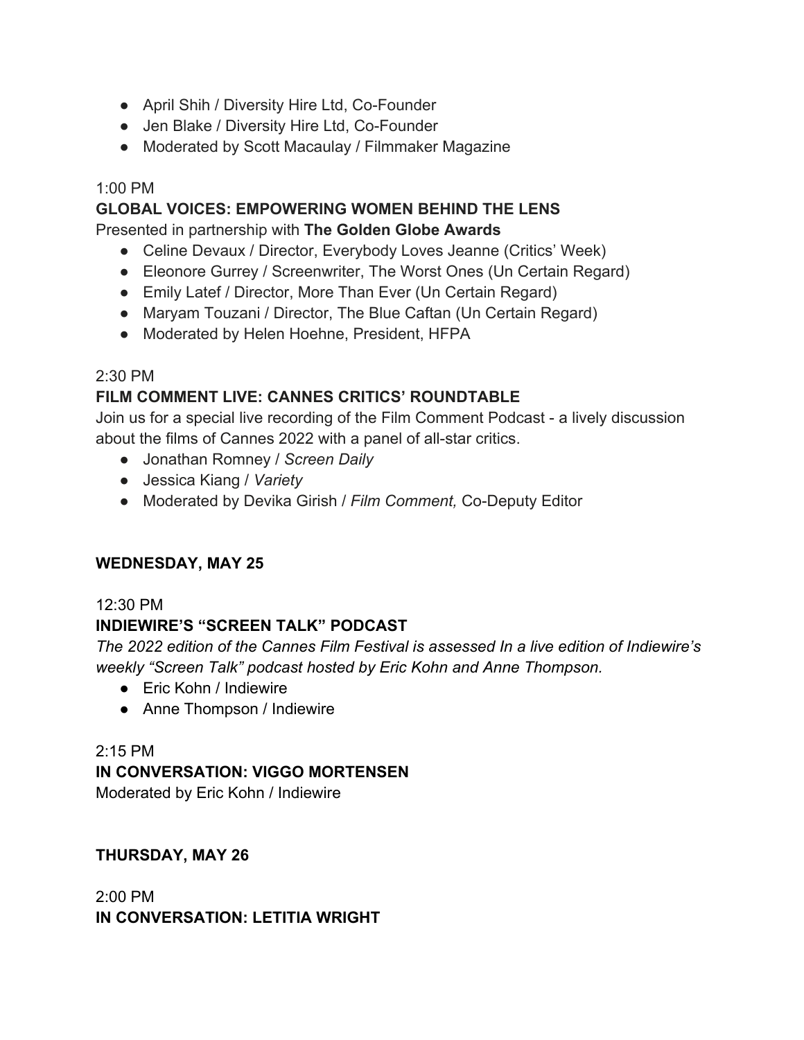- April Shih / Diversity Hire Ltd, Co-Founder
- Jen Blake / Diversity Hire Ltd, Co-Founder
- Moderated by Scott Macaulay / Filmmaker Magazine

1:00 PM

**GLOBAL VOICES: EMPOWERING WOMEN BEHIND THE LENS**

Presented in partnership with **The Golden Globe Awards**

- Celine Devaux / Director, Everybody Loves Jeanne (Critics' Week)
- Eleonore Gurrey / Screenwriter, The Worst Ones (Un Certain Regard)
- Emily Latef / Director, More Than Ever (Un Certain Regard)
- Maryam Touzani / Director, The Blue Caftan (Un Certain Regard)
- Moderated by Helen Hoehne, President, HFPA

2:30 PM

**FILM COMMENT LIVE: CANNES CRITICS' ROUNDTABLE**

Join us for a special live recording of the Film Comment Podcast - a lively discussion about the films of Cannes 2022 with a panel of all-star critics.

- Jonathan Romney / *Screen Daily*
- Jessica Kiang / *Variety*
- Moderated by Devika Girish / *Film Comment,* Co-Deputy Editor

**WEDNESDAY, MAY 25**

12:30 PM

**INDIEWIRE'S "SCREEN TALK" PODCAST**

*The 2022 edition of the Cannes Film Festival is assessed In a live edition of Indiewire's weekly "Screen Talk" podcast hosted by Eric Kohn and Anne Thompson.*

- Eric Kohn / Indiewire
- Anne Thompson / Indiewire

2:15 PM

**IN CONVERSATION: VIGGO MORTENSEN**

Moderated by Eric Kohn / Indiewire

**THURSDAY, MAY 26**

2:00 PM

**IN CONVERSATION: LETITIA WRIGHT**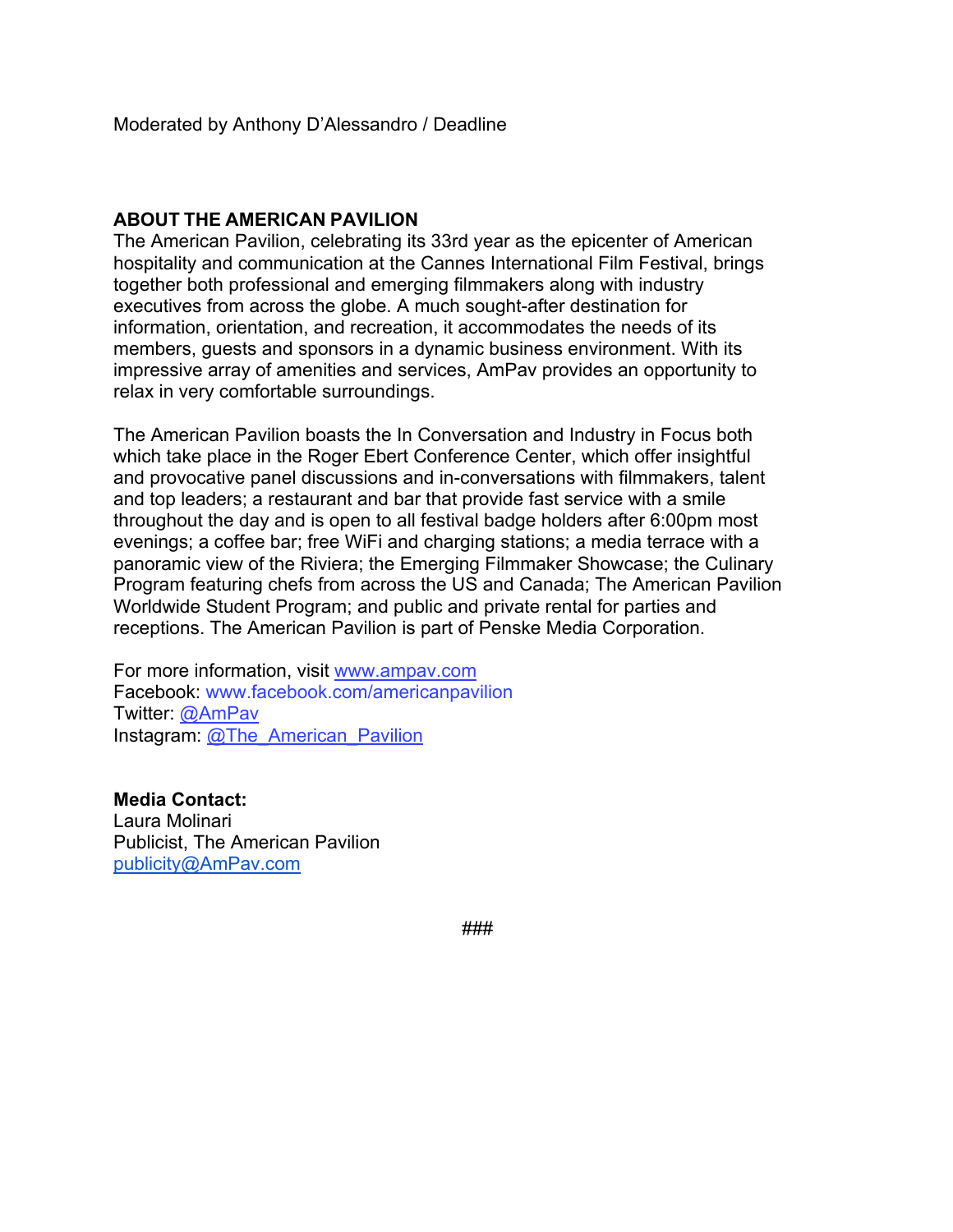Moderated by Anthony D'Alessandro / Deadline

**ABOUT THE AMERICAN PAVILION**

The American Pavilion, celebrating its 33rd year as the epicenter of American hospitality and communication at the Cannes International Film Festival, brings together both professional and emerging filmmakers along with industry executives from across the globe. A much sought-after destination for information, orientation, and recreation, it accommodates the needs of its members, guests and sponsors in a dynamic business environment. With its impressive array of amenities and services, AmPav provides an opportunity to relax in very comfortable surroundings.

The American Pavilion boasts the In Conversation and Industry in Focus both which take place in the Roger Ebert Conference Center, which offer insightful and provocative panel discussions and in-conversations with filmmakers, talent and top leaders; a restaurant and bar that provide fast service with a smile throughout the day and is open to all festival badge holders after 6:00pm most evenings; a coffee bar; free WiFi and charging stations; a media terrace with a panoramic view of the Riviera; the Emerging Filmmaker Showcase; the Culinary Program featuring chefs from across the US and Canada; The American Pavilion Worldwide Student Program; and public and private rental for parties and receptions. The American Pavilion is part of Penske Media Corporation.

For more information, visit www.ampav.com
Facebook: www.facebook.com/americanpavilion
Twitter: @AmPav
Instagram: @The_American_Pavilion

**Media Contact:**
Laura Molinari
Publicist, The American Pavilion
publicity@AmPav.com

###